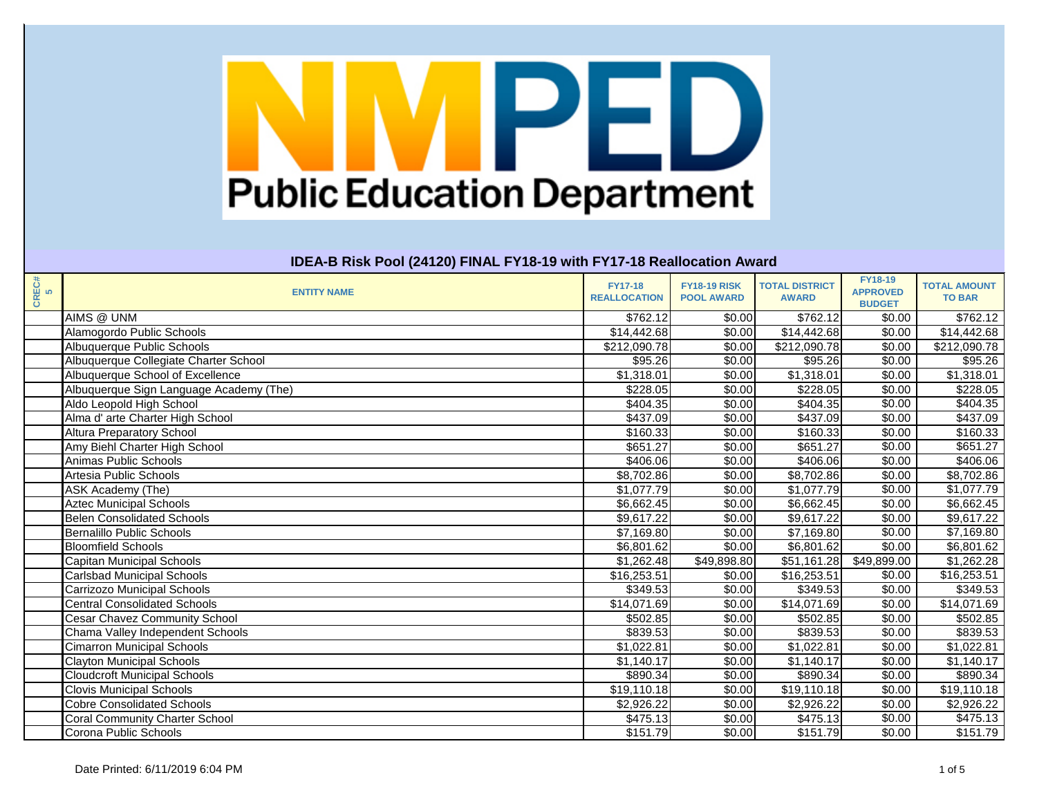NMPED Public Education Department

## IDEA-B Risk Pool (24120) FINAL FY18-19 with FY17-18 Reallocation Award

| CREC# 5 | ENTITY NAME | FY17-18 REALLOCATION | FY18-19 RISK POOL AWARD | TOTAL DISTRICT AWARD | FY18-19 APPROVED BUDGET | TOTAL AMOUNT TO BAR |
|---|---|---|---|---|---|---|
| | AIMS @ UNM | $762.12 | $0.00 | $762.12 | $0.00 | $762.12 |
| | Alamogordo Public Schools | $14,442.68 | $0.00 | $14,442.68 | $0.00 | $14,442.68 |
| | Albuquerque Public Schools | $212,090.78 | $0.00 | $212,090.78 | $0.00 | $212,090.78 |
| | Albuquerque Collegiate Charter School | $95.26 | $0.00 | $95.26 | $0.00 | $95.26 |
| | Albuquerque School of Excellence | $1,318.01 | $0.00 | $1,318.01 | $0.00 | $1,318.01 |
| | Albuquerque Sign Language Academy (The) | $228.05 | $0.00 | $228.05 | $0.00 | $228.05 |
| | Aldo Leopold High School | $404.35 | $0.00 | $404.35 | $0.00 | $404.35 |
| | Alma d' arte Charter High School | $437.09 | $0.00 | $437.09 | $0.00 | $437.09 |
| | Altura Preparatory School | $160.33 | $0.00 | $160.33 | $0.00 | $160.33 |
| | Amy Biehl Charter High School | $651.27 | $0.00 | $651.27 | $0.00 | $651.27 |
| | Animas Public Schools | $406.06 | $0.00 | $406.06 | $0.00 | $406.06 |
| | Artesia Public Schools | $8,702.86 | $0.00 | $8,702.86 | $0.00 | $8,702.86 |
| | ASK Academy (The) | $1,077.79 | $0.00 | $1,077.79 | $0.00 | $1,077.79 |
| | Aztec Municipal Schools | $6,662.45 | $0.00 | $6,662.45 | $0.00 | $6,662.45 |
| | Belen Consolidated Schools | $9,617.22 | $0.00 | $9,617.22 | $0.00 | $9,617.22 |
| | Bernalillo Public Schools | $7,169.80 | $0.00 | $7,169.80 | $0.00 | $7,169.80 |
| | Bloomfield Schools | $6,801.62 | $0.00 | $6,801.62 | $0.00 | $6,801.62 |
| | Capitan Municipal Schools | $1,262.48 | $49,898.80 | $51,161.28 | $49,899.00 | $1,262.28 |
| | Carlsbad Municipal Schools | $16,253.51 | $0.00 | $16,253.51 | $0.00 | $16,253.51 |
| | Carrizozo Municipal Schools | $349.53 | $0.00 | $349.53 | $0.00 | $349.53 |
| | Central Consolidated Schools | $14,071.69 | $0.00 | $14,071.69 | $0.00 | $14,071.69 |
| | Cesar Chavez Community School | $502.85 | $0.00 | $502.85 | $0.00 | $502.85 |
| | Chama Valley Independent Schools | $839.53 | $0.00 | $839.53 | $0.00 | $839.53 |
| | Cimarron Municipal Schools | $1,022.81 | $0.00 | $1,022.81 | $0.00 | $1,022.81 |
| | Clayton Municipal Schools | $1,140.17 | $0.00 | $1,140.17 | $0.00 | $1,140.17 |
| | Cloudcroft Municipal Schools | $890.34 | $0.00 | $890.34 | $0.00 | $890.34 |
| | Clovis Municipal Schools | $19,110.18 | $0.00 | $19,110.18 | $0.00 | $19,110.18 |
| | Cobre Consolidated Schools | $2,926.22 | $0.00 | $2,926.22 | $0.00 | $2,926.22 |
| | Coral Community Charter School | $475.13 | $0.00 | $475.13 | $0.00 | $475.13 |
| | Corona Public Schools | $151.79 | $0.00 | $151.79 | $0.00 | $151.79 |

Date Printed: 6/11/2019 6:04 PM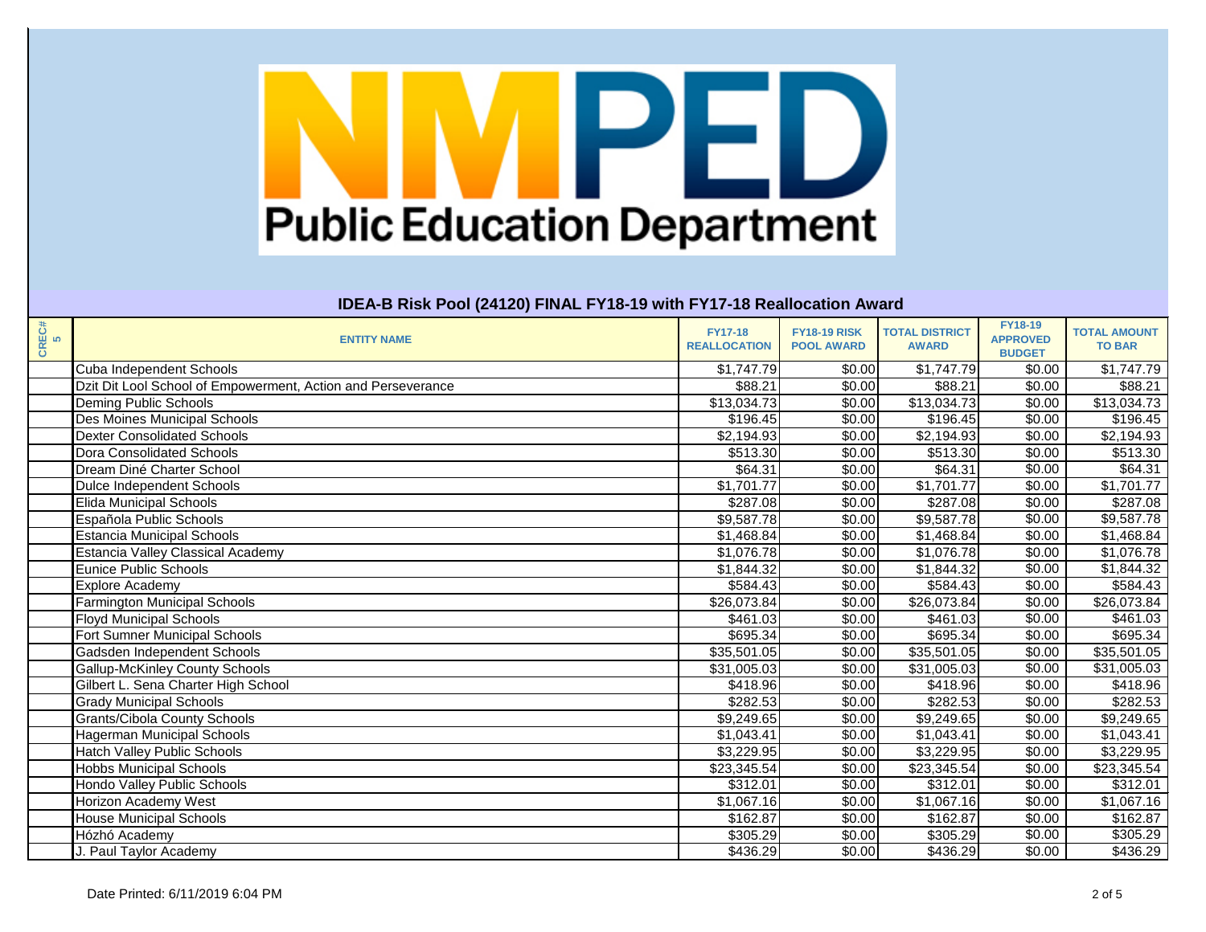NMPED Public Education Department

## IDEA-B Risk Pool (24120) FINAL FY18-19 with FY17-18 Reallocation Award

| CREC# 5 | ENTITY NAME | FY17-18 REALLOCATION | FY18-19 RISK POOL AWARD | TOTAL DISTRICT AWARD | FY18-19 APPROVED BUDGET | TOTAL AMOUNT TO BAR |
|---|---|---|---|---|---|---|
| | Cuba Independent Schools | $1,747.79 | $0.00 | $1,747.79 | $0.00 | $1,747.79 |
| | Dzit Dit Lool School of Empowerment, Action and Perseverance | $88.21 | $0.00 | $88.21 | $0.00 | $88.21 |
| | Deming Public Schools | $13,034.73 | $0.00 | $13,034.73 | $0.00 | $13,034.73 |
| | Des Moines Municipal Schools | $196.45 | $0.00 | $196.45 | $0.00 | $196.45 |
| | Dexter Consolidated Schools | $2,194.93 | $0.00 | $2,194.93 | $0.00 | $2,194.93 |
| | Dora Consolidated Schools | $513.30 | $0.00 | $513.30 | $0.00 | $513.30 |
| | Dream Diné Charter School | $64.31 | $0.00 | $64.31 | $0.00 | $64.31 |
| | Dulce Independent Schools | $1,701.77 | $0.00 | $1,701.77 | $0.00 | $1,701.77 |
| | Elida Municipal Schools | $287.08 | $0.00 | $287.08 | $0.00 | $287.08 |
| | Española Public Schools | $9,587.78 | $0.00 | $9,587.78 | $0.00 | $9,587.78 |
| | Estancia Municipal Schools | $1,468.84 | $0.00 | $1,468.84 | $0.00 | $1,468.84 |
| | Estancia Valley Classical Academy | $1,076.78 | $0.00 | $1,076.78 | $0.00 | $1,076.78 |
| | Eunice Public Schools | $1,844.32 | $0.00 | $1,844.32 | $0.00 | $1,844.32 |
| | Explore Academy | $584.43 | $0.00 | $584.43 | $0.00 | $584.43 |
| | Farmington Municipal Schools | $26,073.84 | $0.00 | $26,073.84 | $0.00 | $26,073.84 |
| | Floyd Municipal Schools | $461.03 | $0.00 | $461.03 | $0.00 | $461.03 |
| | Fort Sumner Municipal Schools | $695.34 | $0.00 | $695.34 | $0.00 | $695.34 |
| | Gadsden Independent Schools | $35,501.05 | $0.00 | $35,501.05 | $0.00 | $35,501.05 |
| | Gallup-McKinley County Schools | $31,005.03 | $0.00 | $31,005.03 | $0.00 | $31,005.03 |
| | Gilbert L. Sena Charter High School | $418.96 | $0.00 | $418.96 | $0.00 | $418.96 |
| | Grady Municipal Schools | $282.53 | $0.00 | $282.53 | $0.00 | $282.53 |
| | Grants/Cibola County Schools | $9,249.65 | $0.00 | $9,249.65 | $0.00 | $9,249.65 |
| | Hagerman Municipal Schools | $1,043.41 | $0.00 | $1,043.41 | $0.00 | $1,043.41 |
| | Hatch Valley Public Schools | $3,229.95 | $0.00 | $3,229.95 | $0.00 | $3,229.95 |
| | Hobbs Municipal Schools | $23,345.54 | $0.00 | $23,345.54 | $0.00 | $23,345.54 |
| | Hondo Valley Public Schools | $312.01 | $0.00 | $312.01 | $0.00 | $312.01 |
| | Horizon Academy West | $1,067.16 | $0.00 | $1,067.16 | $0.00 | $1,067.16 |
| | House Municipal Schools | $162.87 | $0.00 | $162.87 | $0.00 | $162.87 |
| | Hózhó Academy | $305.29 | $0.00 | $305.29 | $0.00 | $305.29 |
| | J. Paul Taylor Academy | $436.29 | $0.00 | $436.29 | $0.00 | $436.29 |

Date Printed: 6/11/2019 6:04 PM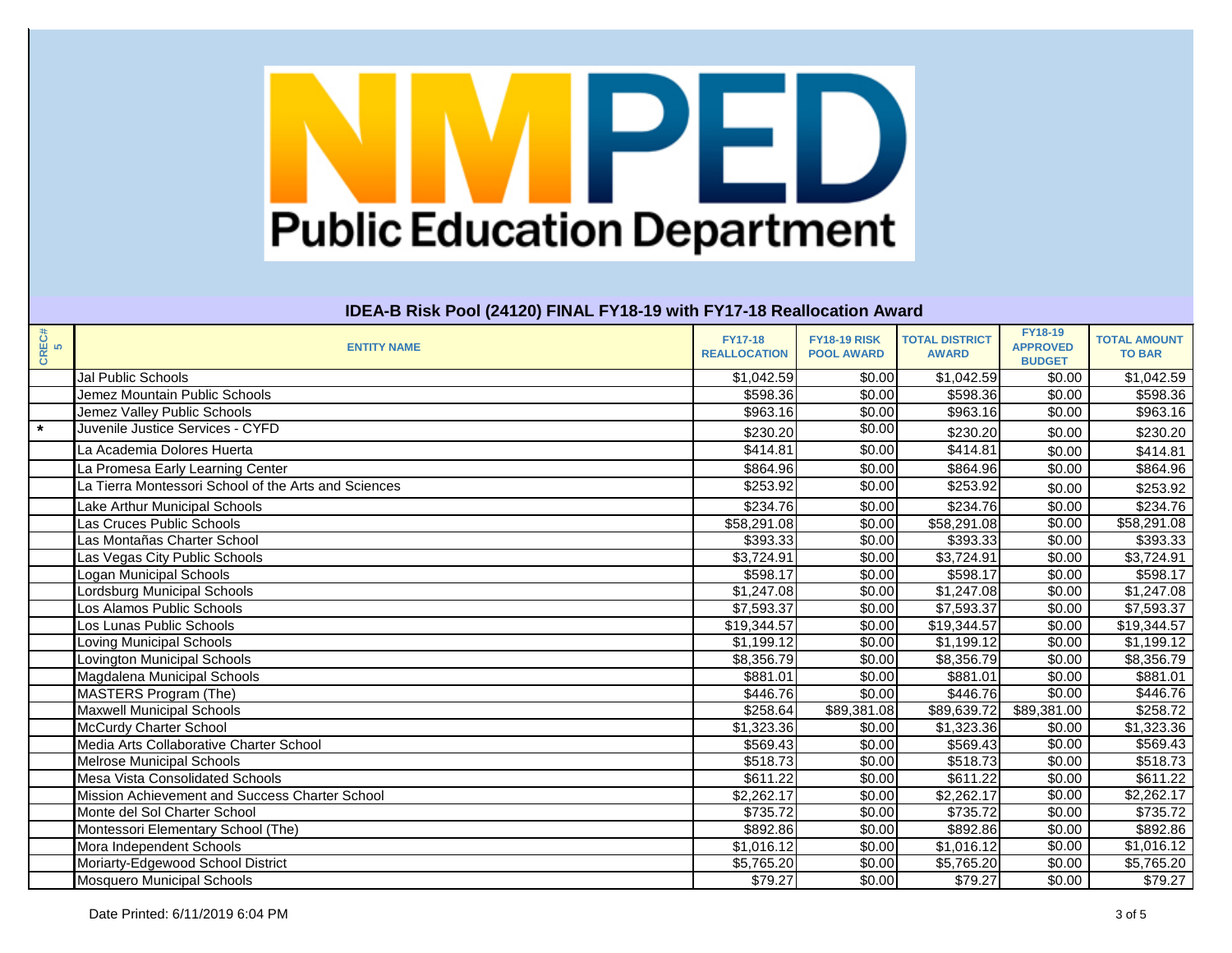NMPED Public Education Department

## IDEA-B Risk Pool (24120) FINAL FY18-19 with FY17-18 Reallocation Award

| CREC# 5 | ENTITY NAME | FY17-18 REALLOCATION | FY18-19 RISK POOL AWARD | TOTAL DISTRICT AWARD | FY18-19 APPROVED BUDGET | TOTAL AMOUNT TO BAR |
|---|---|---|---|---|---|---|
| | Jal Public Schools | $1,042.59 | $0.00 | $1,042.59 | $0.00 | $1,042.59 |
| | Jemez Mountain Public Schools | $598.36 | $0.00 | $598.36 | $0.00 | $598.36 |
| | Jemez Valley Public Schools | $963.16 | $0.00 | $963.16 | $0.00 | $963.16 |
| * | Juvenile Justice Services - CYFD | $230.20 | $0.00 | $230.20 | $0.00 | $230.20 |
| | La Academia Dolores Huerta | $414.81 | $0.00 | $414.81 | $0.00 | $414.81 |
| | La Promesa Early Learning Center | $864.96 | $0.00 | $864.96 | $0.00 | $864.96 |
| | La Tierra Montessori School of the Arts and Sciences | $253.92 | $0.00 | $253.92 | $0.00 | $253.92 |
| | Lake Arthur Municipal Schools | $234.76 | $0.00 | $234.76 | $0.00 | $234.76 |
| | Las Cruces Public Schools | $58,291.08 | $0.00 | $58,291.08 | $0.00 | $58,291.08 |
| | Las Montañas Charter School | $393.33 | $0.00 | $393.33 | $0.00 | $393.33 |
| | Las Vegas City Public Schools | $3,724.91 | $0.00 | $3,724.91 | $0.00 | $3,724.91 |
| | Logan Municipal Schools | $598.17 | $0.00 | $598.17 | $0.00 | $598.17 |
| | Lordsburg Municipal Schools | $1,247.08 | $0.00 | $1,247.08 | $0.00 | $1,247.08 |
| | Los Alamos Public Schools | $7,593.37 | $0.00 | $7,593.37 | $0.00 | $7,593.37 |
| | Los Lunas Public Schools | $19,344.57 | $0.00 | $19,344.57 | $0.00 | $19,344.57 |
| | Loving Municipal Schools | $1,199.12 | $0.00 | $1,199.12 | $0.00 | $1,199.12 |
| | Lovington Municipal Schools | $8,356.79 | $0.00 | $8,356.79 | $0.00 | $8,356.79 |
| | Magdalena Municipal Schools | $881.01 | $0.00 | $881.01 | $0.00 | $881.01 |
| | MASTERS Program (The) | $446.76 | $0.00 | $446.76 | $0.00 | $446.76 |
| | Maxwell Municipal Schools | $258.64 | $89,381.08 | $89,639.72 | $89,381.00 | $258.72 |
| | McCurdy Charter School | $1,323.36 | $0.00 | $1,323.36 | $0.00 | $1,323.36 |
| | Media Arts Collaborative Charter School | $569.43 | $0.00 | $569.43 | $0.00 | $569.43 |
| | Melrose Municipal Schools | $518.73 | $0.00 | $518.73 | $0.00 | $518.73 |
| | Mesa Vista Consolidated Schools | $611.22 | $0.00 | $611.22 | $0.00 | $611.22 |
| | Mission Achievement and Success Charter School | $2,262.17 | $0.00 | $2,262.17 | $0.00 | $2,262.17 |
| | Monte del Sol Charter School | $735.72 | $0.00 | $735.72 | $0.00 | $735.72 |
| | Montessori Elementary School (The) | $892.86 | $0.00 | $892.86 | $0.00 | $892.86 |
| | Mora Independent Schools | $1,016.12 | $0.00 | $1,016.12 | $0.00 | $1,016.12 |
| | Moriarty-Edgewood School District | $5,765.20 | $0.00 | $5,765.20 | $0.00 | $5,765.20 |
| | Mosquero Municipal Schools | $79.27 | $0.00 | $79.27 | $0.00 | $79.27 |

Date Printed: 6/11/2019 6:04 PM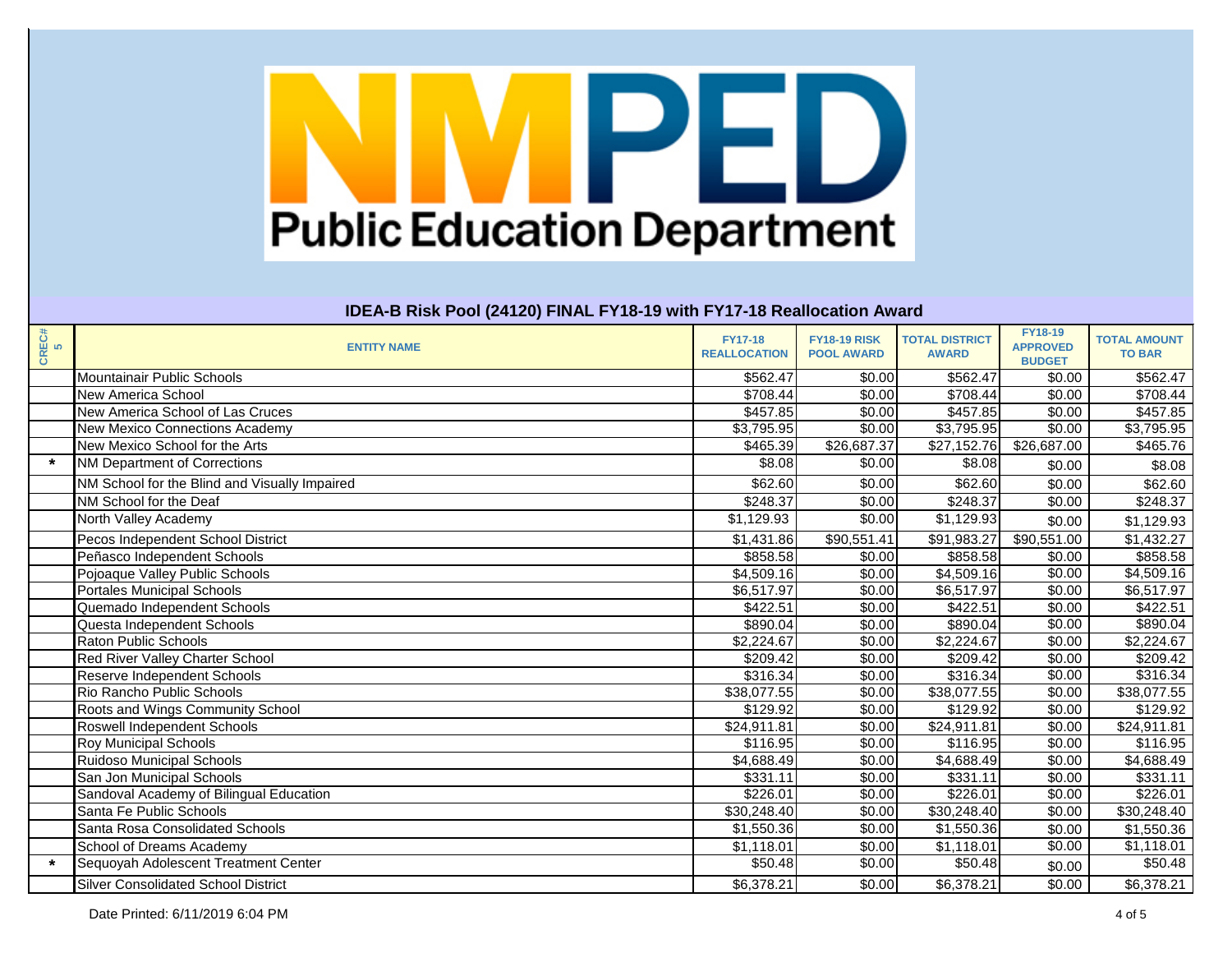**NMPED**

**Public Education Department**

## IDEA-B Risk Pool (24120) FINAL FY18-19 with FY17-18 Reallocation Award

| CREC# 5 | ENTITY NAME | FY17-18 REALLOCATION | FY18-19 RISK POOL AWARD | TOTAL DISTRICT AWARD | FY18-19 APPROVED BUDGET | TOTAL AMOUNT TO BAR |
|---|---|---|---|---|---|---|
| | Mountainair Public Schools | $562.47 | $0.00 | $562.47 | $0.00 | $562.47 |
| | New America School | $708.44 | $0.00 | $708.44 | $0.00 | $708.44 |
| | New America School of Las Cruces | $457.85 | $0.00 | $457.85 | $0.00 | $457.85 |
| | New Mexico Connections Academy | $3,795.95 | $0.00 | $3,795.95 | $0.00 | $3,795.95 |
| | New Mexico School for the Arts | $465.39 | $26,687.37 | $27,152.76 | $26,687.00 | $465.76 |
| * | NM Department of Corrections | $8.08 | $0.00 | $8.08 | $0.00 | $8.08 |
| | NM School for the Blind and Visually Impaired | $62.60 | $0.00 | $62.60 | $0.00 | $62.60 |
| | NM School for the Deaf | $248.37 | $0.00 | $248.37 | $0.00 | $248.37 |
| | North Valley Academy | $1,129.93 | $0.00 | $1,129.93 | $0.00 | $1,129.93 |
| | Pecos Independent School District | $1,431.86 | $90,551.41 | $91,983.27 | $90,551.00 | $1,432.27 |
| | Peñasco Independent Schools | $858.58 | $0.00 | $858.58 | $0.00 | $858.58 |
| | Pojoaque Valley Public Schools | $4,509.16 | $0.00 | $4,509.16 | $0.00 | $4,509.16 |
| | Portales Municipal Schools | $6,517.97 | $0.00 | $6,517.97 | $0.00 | $6,517.97 |
| | Quemado Independent Schools | $422.51 | $0.00 | $422.51 | $0.00 | $422.51 |
| | Questa Independent Schools | $890.04 | $0.00 | $890.04 | $0.00 | $890.04 |
| | Raton Public Schools | $2,224.67 | $0.00 | $2,224.67 | $0.00 | $2,224.67 |
| | Red River Valley Charter School | $209.42 | $0.00 | $209.42 | $0.00 | $209.42 |
| | Reserve Independent Schools | $316.34 | $0.00 | $316.34 | $0.00 | $316.34 |
| | Rio Rancho Public Schools | $38,077.55 | $0.00 | $38,077.55 | $0.00 | $38,077.55 |
| | Roots and Wings Community School | $129.92 | $0.00 | $129.92 | $0.00 | $129.92 |
| | Roswell Independent Schools | $24,911.81 | $0.00 | $24,911.81 | $0.00 | $24,911.81 |
| | Roy Municipal Schools | $116.95 | $0.00 | $116.95 | $0.00 | $116.95 |
| | Ruidoso Municipal Schools | $4,688.49 | $0.00 | $4,688.49 | $0.00 | $4,688.49 |
| | San Jon Municipal Schools | $331.11 | $0.00 | $331.11 | $0.00 | $331.11 |
| | Sandoval Academy of Bilingual Education | $226.01 | $0.00 | $226.01 | $0.00 | $226.01 |
| | Santa Fe Public Schools | $30,248.40 | $0.00 | $30,248.40 | $0.00 | $30,248.40 |
| | Santa Rosa Consolidated Schools | $1,550.36 | $0.00 | $1,550.36 | $0.00 | $1,550.36 |
| | School of Dreams Academy | $1,118.01 | $0.00 | $1,118.01 | $0.00 | $1,118.01 |
| * | Sequoyah Adolescent Treatment Center | $50.48 | $0.00 | $50.48 | $0.00 | $50.48 |
| | Silver Consolidated School District | $6,378.21 | $0.00 | $6,378.21 | $0.00 | $6,378.21 |

Date Printed: 6/11/2019 6:04 PM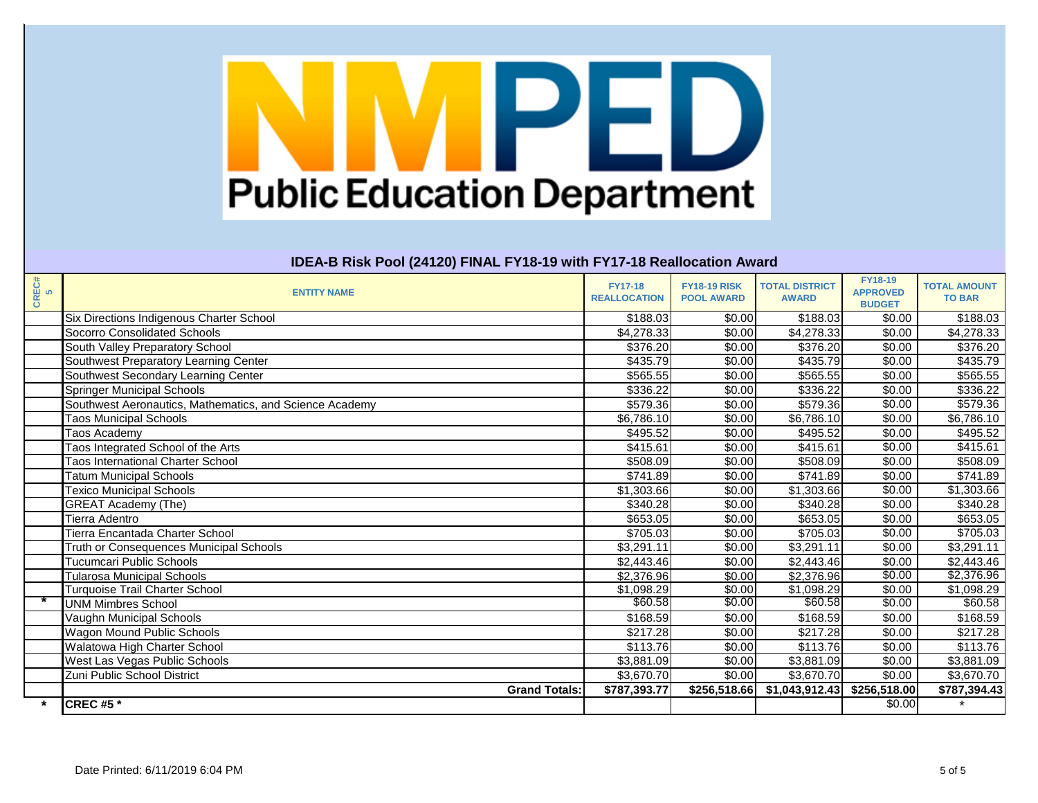Public Education Department

## IDEA-B Risk Pool (24120) FINAL FY18-19 with FY17-18 Reallocation Award

| CREC# 5 | ENTITY NAME | FY17-18 REALLOCATION | FY18-19 RISK POOL AWARD | TOTAL DISTRICT AWARD | FY18-19 APPROVED BUDGET | TOTAL AMOUNT TO BAR |
|---|---|---|---|---|---|---|
| | Six Directions Indigenous Charter School | $188.03 | $0.00 | $188.03 | $0.00 | $188.03 |
| | Socorro Consolidated Schools | $4,278.33 | $0.00 | $4,278.33 | $0.00 | $4,278.33 |
| | South Valley Preparatory School | $376.20 | $0.00 | $376.20 | $0.00 | $376.20 |
| | Southwest Preparatory Learning Center | $435.79 | $0.00 | $435.79 | $0.00 | $435.79 |
| | Southwest Secondary Learning Center | $565.55 | $0.00 | $565.55 | $0.00 | $565.55 |
| | Springer Municipal Schools | $336.22 | $0.00 | $336.22 | $0.00 | $336.22 |
| | Southwest Aeronautics, Mathematics, and Science Academy | $579.36 | $0.00 | $579.36 | $0.00 | $579.36 |
| | Taos Municipal Schools | $6,786.10 | $0.00 | $6,786.10 | $0.00 | $6,786.10 |
| | Taos Academy | $495.52 | $0.00 | $495.52 | $0.00 | $495.52 |
| | Taos Integrated School of the Arts | $415.61 | $0.00 | $415.61 | $0.00 | $415.61 |
| | Taos International Charter School | $508.09 | $0.00 | $508.09 | $0.00 | $508.09 |
| | Tatum Municipal Schools | $741.89 | $0.00 | $741.89 | $0.00 | $741.89 |
| | Texico Municipal Schools | $1,303.66 | $0.00 | $1,303.66 | $0.00 | $1,303.66 |
| | GREAT Academy (The) | $340.28 | $0.00 | $340.28 | $0.00 | $340.28 |
| | Tierra Adentro | $653.05 | $0.00 | $653.05 | $0.00 | $653.05 |
| | Tierra Encantada Charter School | $705.03 | $0.00 | $705.03 | $0.00 | $705.03 |
| | Truth or Consequences Municipal Schools | $3,291.11 | $0.00 | $3,291.11 | $0.00 | $3,291.11 |
| | Tucumcari Public Schools | $2,443.46 | $0.00 | $2,443.46 | $0.00 | $2,443.46 |
| | Tularosa Municipal Schools | $2,376.96 | $0.00 | $2,376.96 | $0.00 | $2,376.96 |
| | Turquoise Trail Charter School | $1,098.29 | $0.00 | $1,098.29 | $0.00 | $1,098.29 |
| * | UNM Mimbres School | $60.58 | $0.00 | $60.58 | $0.00 | $60.58 |
| | Vaughn Municipal Schools | $168.59 | $0.00 | $168.59 | $0.00 | $168.59 |
| | Wagon Mound Public Schools | $217.28 | $0.00 | $217.28 | $0.00 | $217.28 |
| | Walatowa High Charter School | $113.76 | $0.00 | $113.76 | $0.00 | $113.76 |
| | West Las Vegas Public Schools | $3,881.09 | $0.00 | $3,881.09 | $0.00 | $3,881.09 |
| | Zuni Public School District | $3,670.70 | $0.00 | $3,670.70 | $0.00 | $3,670.70 |
| | **Grand Totals:** | **$787,393.77** | **$256,518.66** | **$1,043,912.43** | **$256,518.00** | **$787,394.43** |
| * | **CREC #5 *** | | | | $0.00 | * |

Date Printed: 6/11/2019 6:04 PM